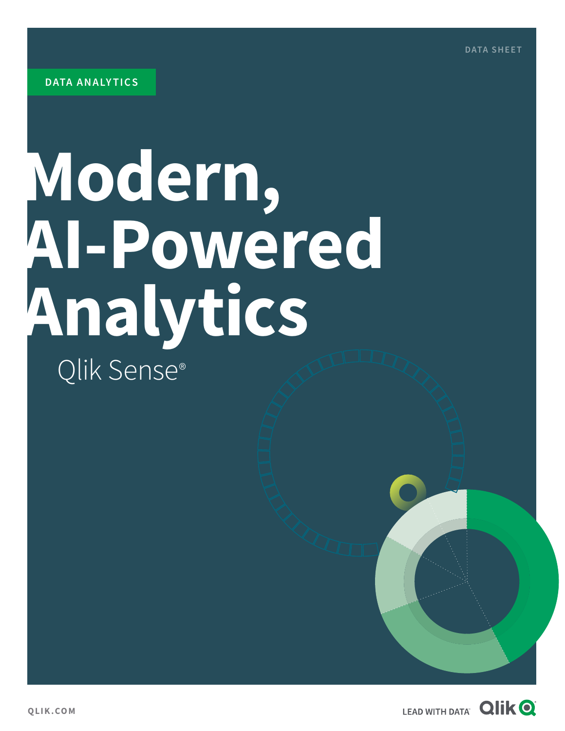DATA SHEET

DATA ANALYTICS

# Modern, AI-Powered Analytics

Qlik Sense®

QLIK.COM

LEAD WITH DATA Qlik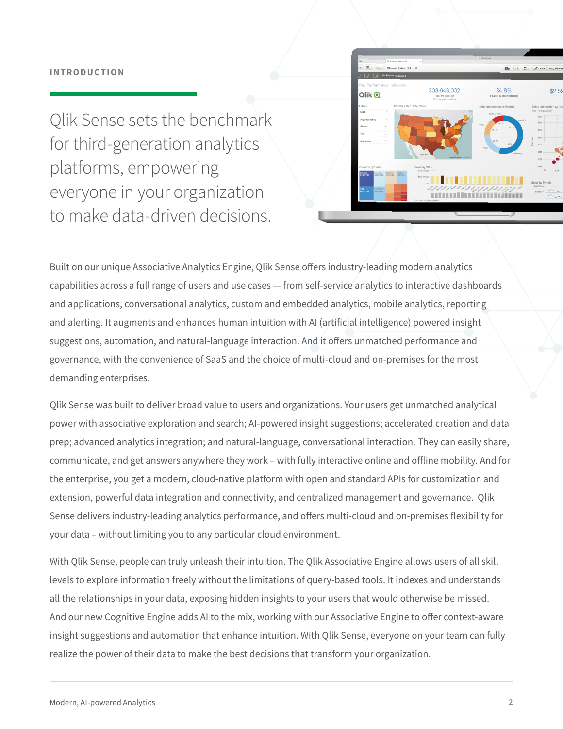## INTRODUCTION

Qlik Sense sets the benchmark for third-generation analytics platforms, empowering everyone in your organization to make data-driven decisions.

Built on our unique Associative Analytics Engine, Qlik Sense offers industry-leading modern analytics capabilities across a full range of users and use cases — from self-service analytics to interactive dashboards and applications, conversational analytics, custom and embedded analytics, mobile analytics, reporting and alerting. It augments and enhances human intuition with AI (artificial intelligence) powered insight suggestions, automation, and natural-language interaction. And it offers unmatched performance and governance, with the convenience of SaaS and the choice of multi-cloud and on-premises for the most demanding enterprises.

Qlik Sense was built to deliver broad value to users and organizations. Your users get unmatched analytical power with associative exploration and search; AI-powered insight suggestions; accelerated creation and data prep; advanced analytics integration; and natural-language, conversational interaction. They can easily share, communicate, and get answers anywhere they work – with fully interactive online and offline mobility. And for the enterprise, you get a modern, cloud-native platform with open and standard APIs for customization and extension, powerful data integration and connectivity, and centralized management and governance. Qlik Sense delivers industry-leading analytics performance, and offers multi-cloud and on-premises flexibility for your data – without limiting you to any particular cloud environment.

With Qlik Sense, people can truly unleash their intuition. The Qlik Associative Engine allows users of all skill levels to explore information freely without the limitations of query-based tools. It indexes and understands all the relationships in your data, exposing hidden insights to your users that would otherwise be missed. And our new Cognitive Engine adds AI to the mix, working with our Associative Engine to offer context-aware insight suggestions and automation that enhance intuition. With Qlik Sense, everyone on your team can fully realize the power of their data to make the best decisions that transform your organization.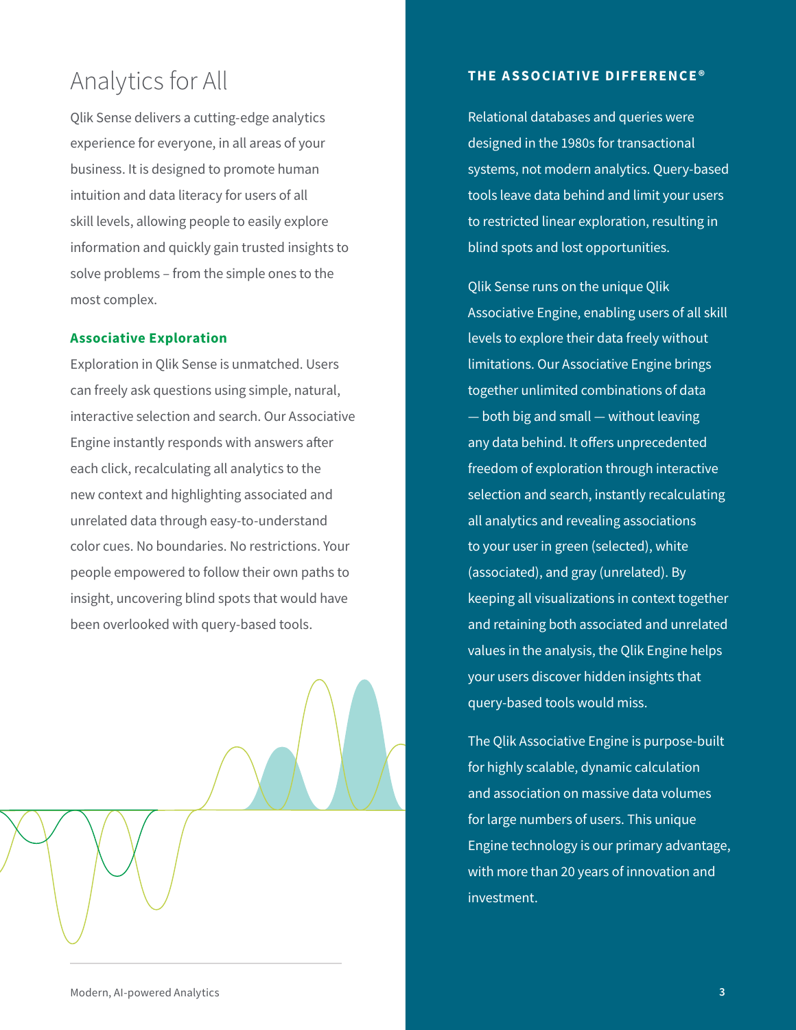# Analytics for All

Qlik Sense delivers a cutting-edge analytics experience for everyone, in all areas of your business. It is designed to promote human intuition and data literacy for users of all skill levels, allowing people to easily explore information and quickly gain trusted insights to solve problems – from the simple ones to the most complex.

### Associative Exploration

Exploration in Qlik Sense is unmatched. Users can freely ask questions using simple, natural, interactive selection and search. Our Associative Engine instantly responds with answers after each click, recalculating all analytics to the new context and highlighting associated and unrelated data through easy-to-understand color cues. No boundaries. No restrictions. Your people empowered to follow their own paths to insight, uncovering blind spots that would have been overlooked with query-based tools.

## THE ASSOCIATIVE DIFFERENCE®

Relational databases and queries were designed in the 1980s for transactional systems, not modern analytics. Query-based tools leave data behind and limit your users to restricted linear exploration, resulting in blind spots and lost opportunities.

Qlik Sense runs on the unique Qlik Associative Engine, enabling users of all skill levels to explore their data freely without limitations. Our Associative Engine brings together unlimited combinations of data — both big and small — without leaving any data behind. It offers unprecedented freedom of exploration through interactive selection and search, instantly recalculating all analytics and revealing associations to your user in green (selected), white (associated), and gray (unrelated). By keeping all visualizations in context together and retaining both associated and unrelated values in the analysis, the Qlik Engine helps your users discover hidden insights that query-based tools would miss.

The Qlik Associative Engine is purpose-built for highly scalable, dynamic calculation and association on massive data volumes for large numbers of users. This unique Engine technology is our primary advantage, with more than 20 years of innovation and investment.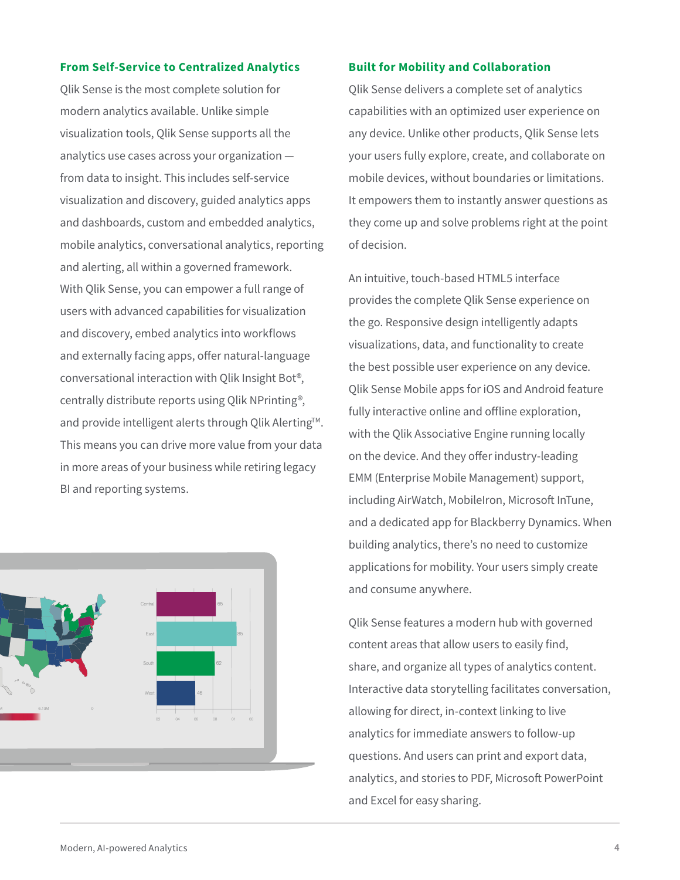### From Self-Service to Centralized Analytics

Qlik Sense is the most complete solution for modern analytics available. Unlike simple visualization tools, Qlik Sense supports all the analytics use cases across your organization — from data to insight. This includes self-service visualization and discovery, guided analytics apps and dashboards, custom and embedded analytics, mobile analytics, conversational analytics, reporting and alerting, all within a governed framework. With Qlik Sense, you can empower a full range of users with advanced capabilities for visualization and discovery, embed analytics into workflows and externally facing apps, offer natural-language conversational interaction with Qlik Insight Bot®, centrally distribute reports using Qlik NPrinting®, and provide intelligent alerts through Qlik Alerting™. This means you can drive more value from your data in more areas of your business while retiring legacy BI and reporting systems.

### Built for Mobility and Collaboration

Qlik Sense delivers a complete set of analytics capabilities with an optimized user experience on any device. Unlike other products, Qlik Sense lets your users fully explore, create, and collaborate on mobile devices, without boundaries or limitations. It empowers them to instantly answer questions as they come up and solve problems right at the point of decision.

An intuitive, touch-based HTML5 interface provides the complete Qlik Sense experience on the go. Responsive design intelligently adapts visualizations, data, and functionality to create the best possible user experience on any device. Qlik Sense Mobile apps for iOS and Android feature fully interactive online and offline exploration, with the Qlik Associative Engine running locally on the device. And they offer industry-leading EMM (Enterprise Mobile Management) support, including AirWatch, MobileIron, Microsoft InTune, and a dedicated app for Blackberry Dynamics. When building analytics, there's no need to customize applications for mobility. Your users simply create and consume anywhere.

Qlik Sense features a modern hub with governed content areas that allow users to easily find, share, and organize all types of analytics content. Interactive data storytelling facilitates conversation, allowing for direct, in-context linking to live analytics for immediate answers to follow-up questions. And users can print and export data, analytics, and stories to PDF, Microsoft PowerPoint and Excel for easy sharing.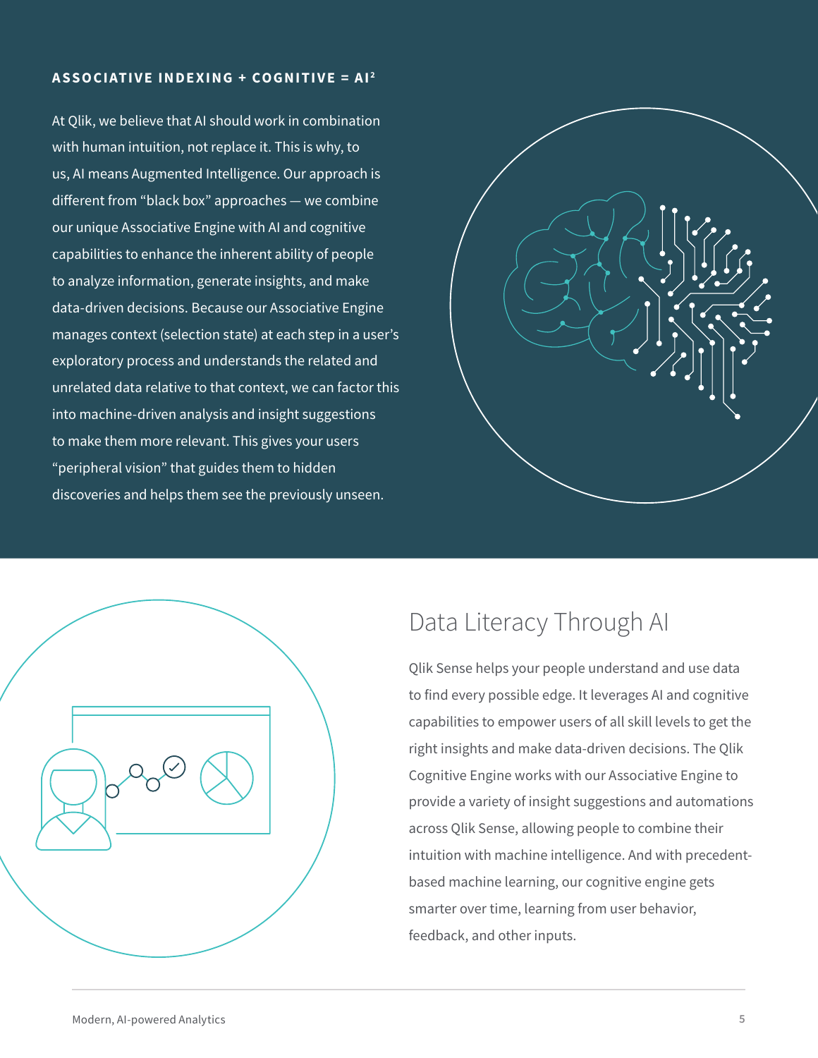## ASSOCIATIVE INDEXING + COGNITIVE = AI²

At Qlik, we believe that AI should work in combination with human intuition, not replace it. This is why, to us, AI means Augmented Intelligence. Our approach is different from "black box" approaches — we combine our unique Associative Engine with AI and cognitive capabilities to enhance the inherent ability of people to analyze information, generate insights, and make data-driven decisions. Because our Associative Engine manages context (selection state) at each step in a user's exploratory process and understands the related and unrelated data relative to that context, we can factor this into machine-driven analysis and insight suggestions to make them more relevant. This gives your users "peripheral vision" that guides them to hidden discoveries and helps them see the previously unseen.

## Data Literacy Through AI

Qlik Sense helps your people understand and use data to find every possible edge. It leverages AI and cognitive capabilities to empower users of all skill levels to get the right insights and make data-driven decisions. The Qlik Cognitive Engine works with our Associative Engine to provide a variety of insight suggestions and automations across Qlik Sense, allowing people to combine their intuition with machine intelligence. And with precedent-based machine learning, our cognitive engine gets smarter over time, learning from user behavior, feedback, and other inputs.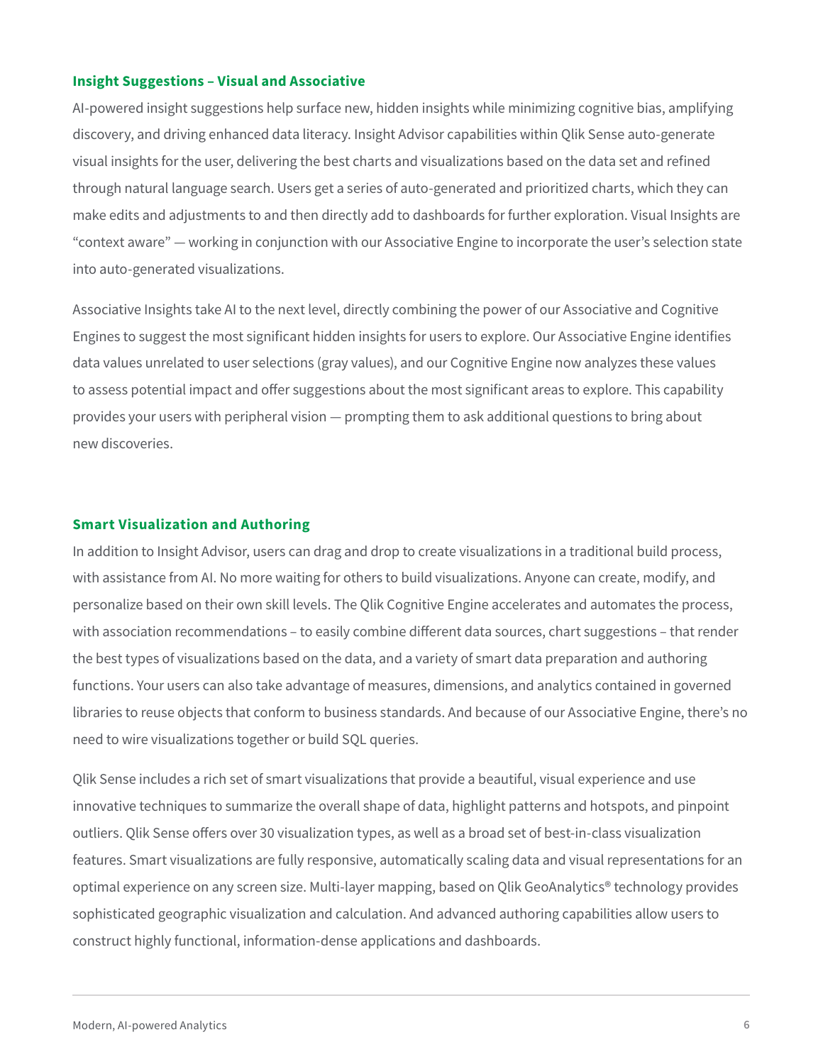### Insight Suggestions – Visual and Associative

AI-powered insight suggestions help surface new, hidden insights while minimizing cognitive bias, amplifying discovery, and driving enhanced data literacy. Insight Advisor capabilities within Qlik Sense auto-generate visual insights for the user, delivering the best charts and visualizations based on the data set and refined through natural language search. Users get a series of auto-generated and prioritized charts, which they can make edits and adjustments to and then directly add to dashboards for further exploration. Visual Insights are "context aware" — working in conjunction with our Associative Engine to incorporate the user's selection state into auto-generated visualizations.

Associative Insights take AI to the next level, directly combining the power of our Associative and Cognitive Engines to suggest the most significant hidden insights for users to explore. Our Associative Engine identifies data values unrelated to user selections (gray values), and our Cognitive Engine now analyzes these values to assess potential impact and offer suggestions about the most significant areas to explore. This capability provides your users with peripheral vision — prompting them to ask additional questions to bring about new discoveries.

### Smart Visualization and Authoring

In addition to Insight Advisor, users can drag and drop to create visualizations in a traditional build process, with assistance from AI. No more waiting for others to build visualizations. Anyone can create, modify, and personalize based on their own skill levels. The Qlik Cognitive Engine accelerates and automates the process, with association recommendations – to easily combine different data sources, chart suggestions – that render the best types of visualizations based on the data, and a variety of smart data preparation and authoring functions. Your users can also take advantage of measures, dimensions, and analytics contained in governed libraries to reuse objects that conform to business standards. And because of our Associative Engine, there's no need to wire visualizations together or build SQL queries.

Qlik Sense includes a rich set of smart visualizations that provide a beautiful, visual experience and use innovative techniques to summarize the overall shape of data, highlight patterns and hotspots, and pinpoint outliers. Qlik Sense offers over 30 visualization types, as well as a broad set of best-in-class visualization features. Smart visualizations are fully responsive, automatically scaling data and visual representations for an optimal experience on any screen size. Multi-layer mapping, based on Qlik GeoAnalytics® technology provides sophisticated geographic visualization and calculation. And advanced authoring capabilities allow users to construct highly functional, information-dense applications and dashboards.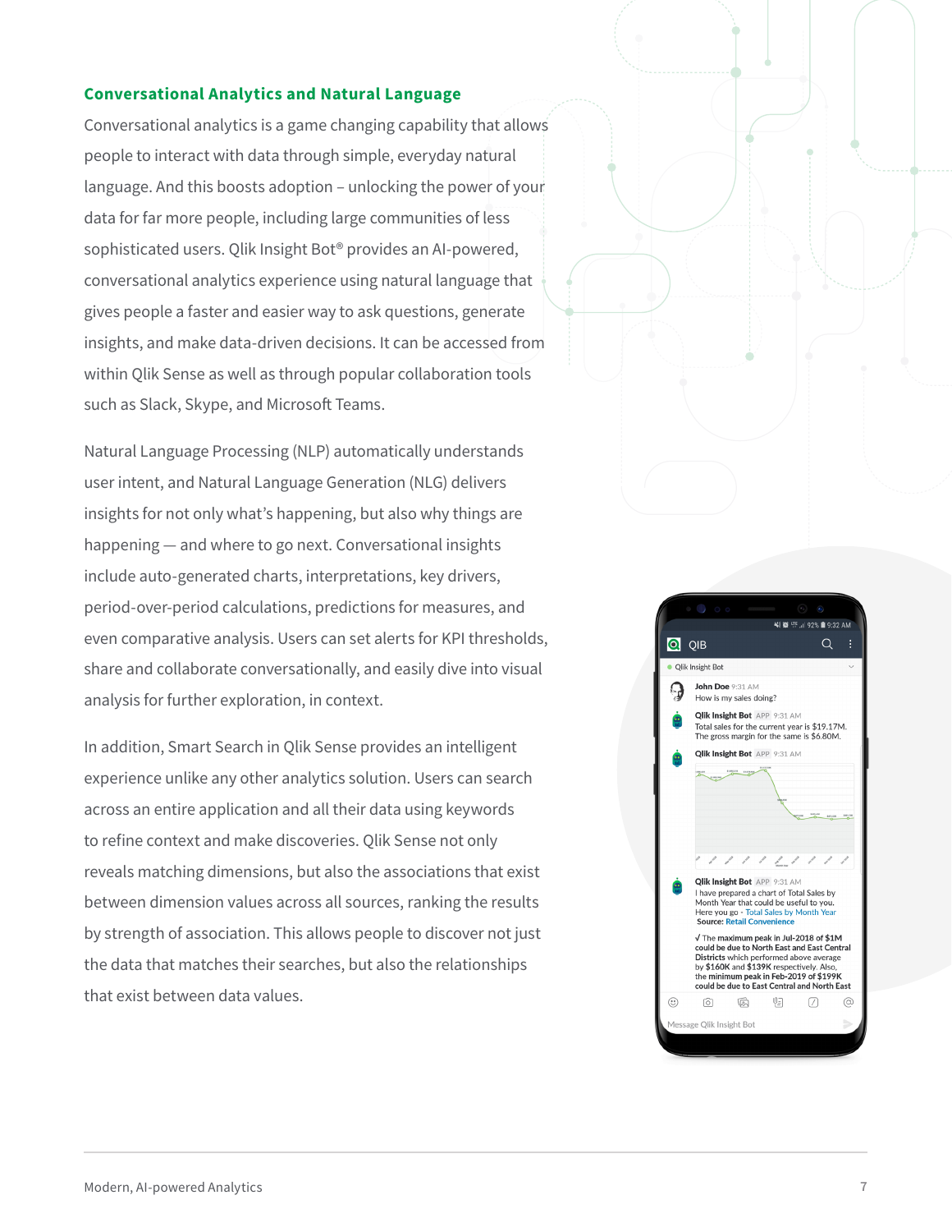## Conversational Analytics and Natural Language

Conversational analytics is a game changing capability that allows people to interact with data through simple, everyday natural language. And this boosts adoption – unlocking the power of your data for far more people, including large communities of less sophisticated users. Qlik Insight Bot® provides an AI-powered, conversational analytics experience using natural language that gives people a faster and easier way to ask questions, generate insights, and make data-driven decisions. It can be accessed from within Qlik Sense as well as through popular collaboration tools such as Slack, Skype, and Microsoft Teams.

Natural Language Processing (NLP) automatically understands user intent, and Natural Language Generation (NLG) delivers insights for not only what's happening, but also why things are happening — and where to go next. Conversational insights include auto-generated charts, interpretations, key drivers, period-over-period calculations, predictions for measures, and even comparative analysis. Users can set alerts for KPI thresholds, share and collaborate conversationally, and easily dive into visual analysis for further exploration, in context.

In addition, Smart Search in Qlik Sense provides an intelligent experience unlike any other analytics solution. Users can search across an entire application and all their data using keywords to refine context and make discoveries. Qlik Sense not only reveals matching dimensions, but also the associations that exist between dimension values across all sources, ranking the results by strength of association. This allows people to discover not just the data that matches their searches, but also the relationships that exist between data values.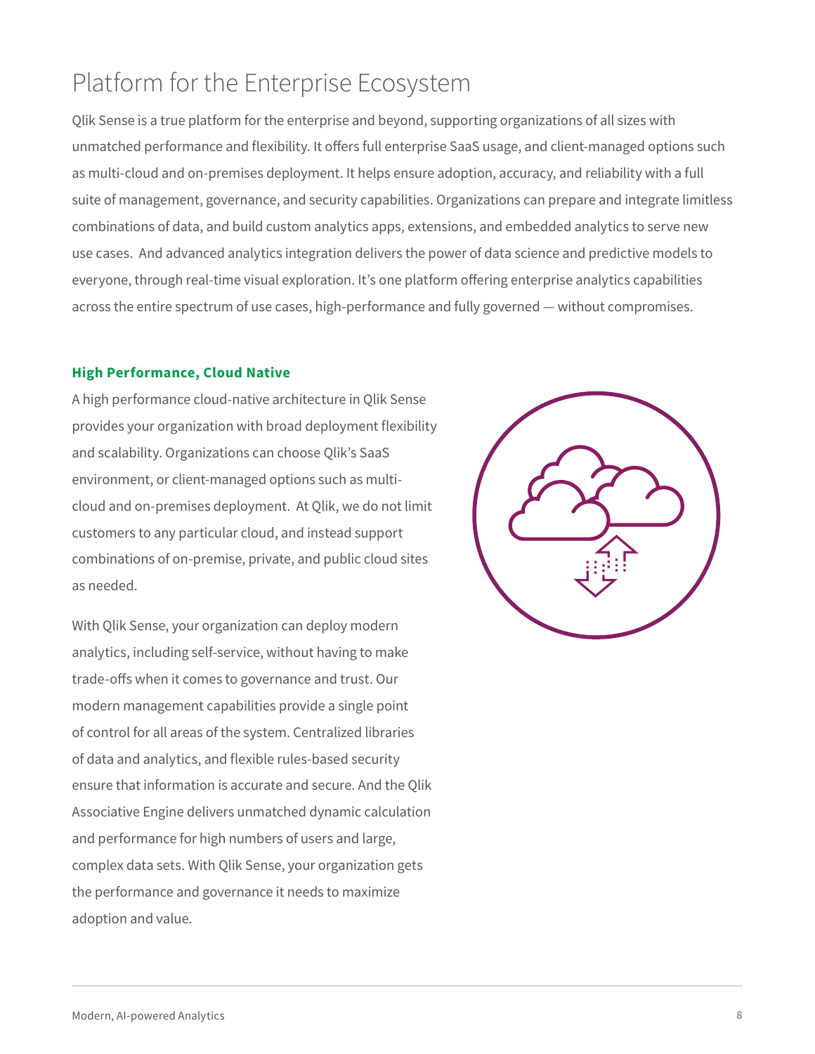# Platform for the Enterprise Ecosystem

Qlik Sense is a true platform for the enterprise and beyond, supporting organizations of all sizes with unmatched performance and flexibility. It offers full enterprise SaaS usage, and client-managed options such as multi-cloud and on-premises deployment. It helps ensure adoption, accuracy, and reliability with a full suite of management, governance, and security capabilities. Organizations can prepare and integrate limitless combinations of data, and build custom analytics apps, extensions, and embedded analytics to serve new use cases. And advanced analytics integration delivers the power of data science and predictive models to everyone, through real-time visual exploration. It's one platform offering enterprise analytics capabilities across the entire spectrum of use cases, high-performance and fully governed — without compromises.

### High Performance, Cloud Native

A high performance cloud-native architecture in Qlik Sense provides your organization with broad deployment flexibility and scalability. Organizations can choose Qlik's SaaS environment, or client-managed options such as multi-cloud and on-premises deployment. At Qlik, we do not limit customers to any particular cloud, and instead support combinations of on-premise, private, and public cloud sites as needed.

With Qlik Sense, your organization can deploy modern analytics, including self-service, without having to make trade-offs when it comes to governance and trust. Our modern management capabilities provide a single point of control for all areas of the system. Centralized libraries of data and analytics, and flexible rules-based security ensure that information is accurate and secure. And the Qlik Associative Engine delivers unmatched dynamic calculation and performance for high numbers of users and large, complex data sets. With Qlik Sense, your organization gets the performance and governance it needs to maximize adoption and value.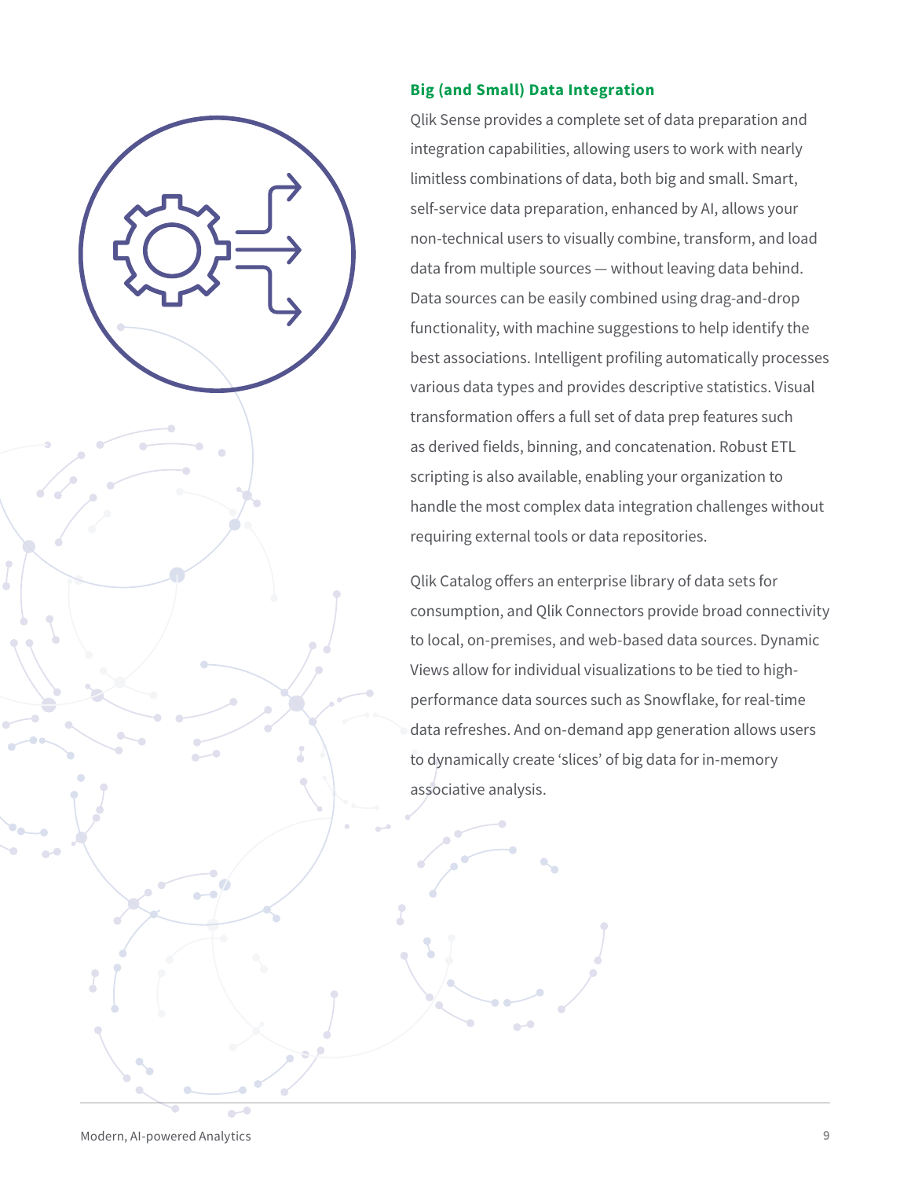### Big (and Small) Data Integration

Qlik Sense provides a complete set of data preparation and integration capabilities, allowing users to work with nearly limitless combinations of data, both big and small. Smart, self-service data preparation, enhanced by AI, allows your non-technical users to visually combine, transform, and load data from multiple sources — without leaving data behind. Data sources can be easily combined using drag-and-drop functionality, with machine suggestions to help identify the best associations. Intelligent profiling automatically processes various data types and provides descriptive statistics. Visual transformation offers a full set of data prep features such as derived fields, binning, and concatenation. Robust ETL scripting is also available, enabling your organization to handle the most complex data integration challenges without requiring external tools or data repositories.

Qlik Catalog offers an enterprise library of data sets for consumption, and Qlik Connectors provide broad connectivity to local, on-premises, and web-based data sources. Dynamic Views allow for individual visualizations to be tied to high-performance data sources such as Snowflake, for real-time data refreshes. And on-demand app generation allows users to dynamically create 'slices' of big data for in-memory associative analysis.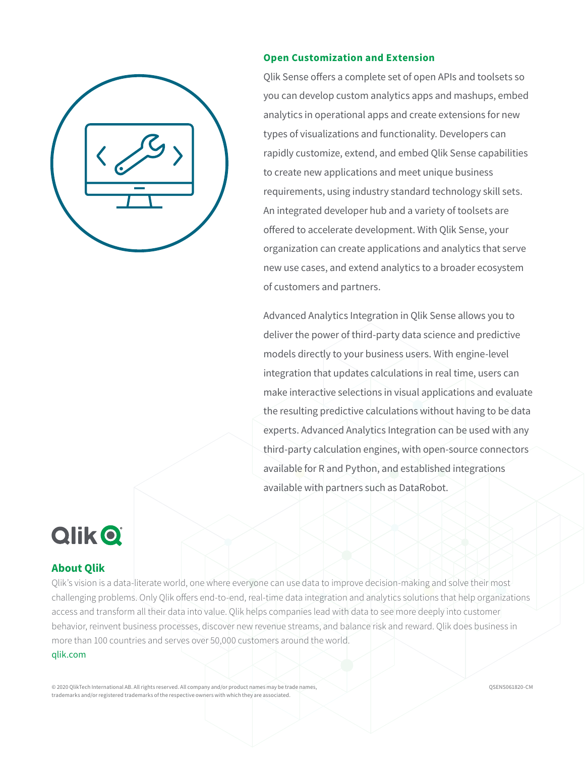## Open Customization and Extension

Qlik Sense offers a complete set of open APIs and toolsets so you can develop custom analytics apps and mashups, embed analytics in operational apps and create extensions for new types of visualizations and functionality. Developers can rapidly customize, extend, and embed Qlik Sense capabilities to create new applications and meet unique business requirements, using industry standard technology skill sets. An integrated developer hub and a variety of toolsets are offered to accelerate development. With Qlik Sense, your organization can create applications and analytics that serve new use cases, and extend analytics to a broader ecosystem of customers and partners.

Advanced Analytics Integration in Qlik Sense allows you to deliver the power of third-party data science and predictive models directly to your business users. With engine-level integration that updates calculations in real time, users can make interactive selections in visual applications and evaluate the resulting predictive calculations without having to be data experts. Advanced Analytics Integration can be used with any third-party calculation engines, with open-source connectors available for R and Python, and established integrations available with partners such as DataRobot.

## About Qlik

Qlik's vision is a data-literate world, one where everyone can use data to improve decision-making and solve their most challenging problems. Only Qlik offers end-to-end, real-time data integration and analytics solutions that help organizations access and transform all their data into value. Qlik helps companies lead with data to see more deeply into customer behavior, reinvent business processes, discover new revenue streams, and balance risk and reward. Qlik does business in more than 100 countries and serves over 50,000 customers around the world.

qlik.com

© 2020 QlikTech International AB. All rights reserved. All company and/or product names may be trade names, trademarks and/or registered trademarks of the respective owners with which they are associated.

QSENS061820-CM